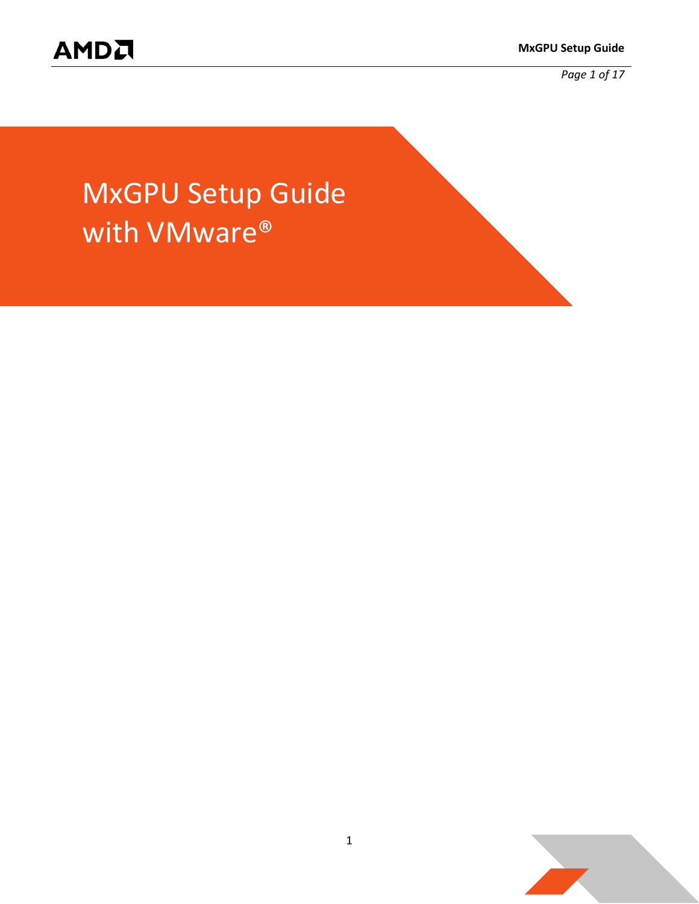# MxGPU Setup Guide with VMware®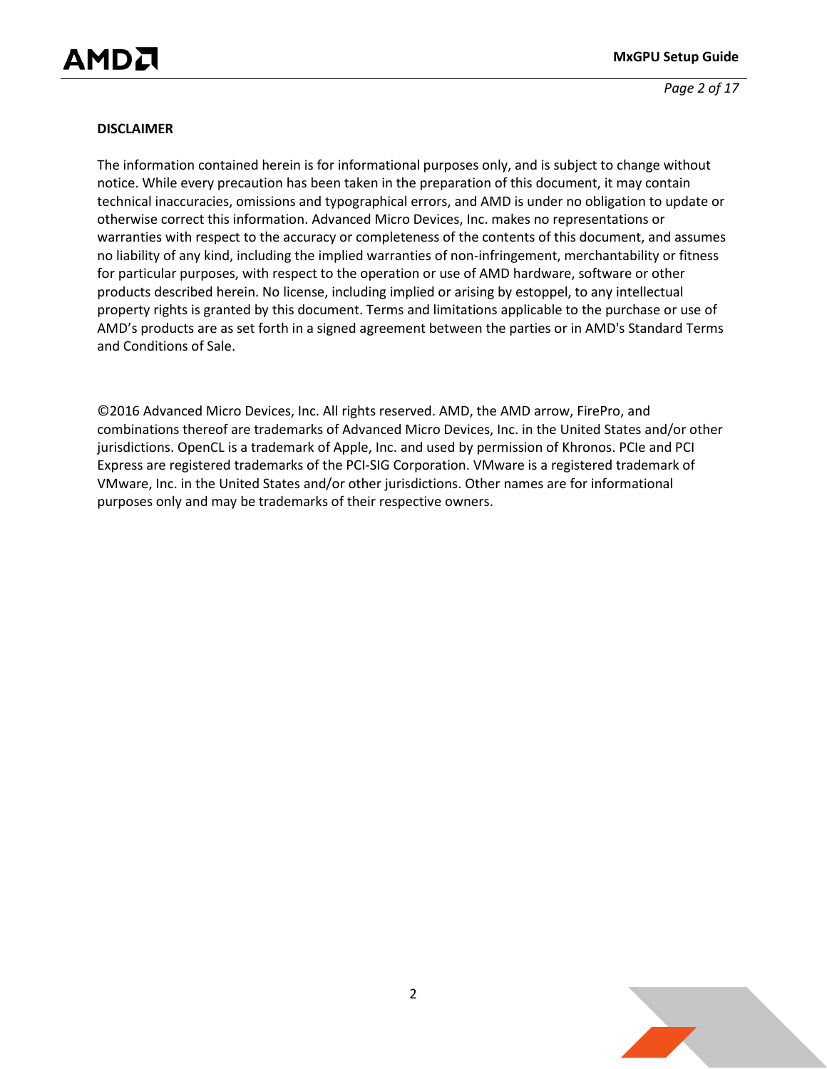**DISCLAIMER**

The information contained herein is for informational purposes only, and is subject to change without notice. While every precaution has been taken in the preparation of this document, it may contain technical inaccuracies, omissions and typographical errors, and AMD is under no obligation to update or otherwise correct this information. Advanced Micro Devices, Inc. makes no representations or warranties with respect to the accuracy or completeness of the contents of this document, and assumes no liability of any kind, including the implied warranties of non-infringement, merchantability or fitness for particular purposes, with respect to the operation or use of AMD hardware, software or other products described herein. No license, including implied or arising by estoppel, to any intellectual property rights is granted by this document. Terms and limitations applicable to the purchase or use of AMD's products are as set forth in a signed agreement between the parties or in AMD's Standard Terms and Conditions of Sale.

©2016 Advanced Micro Devices, Inc. All rights reserved. AMD, the AMD arrow, FirePro, and combinations thereof are trademarks of Advanced Micro Devices, Inc. in the United States and/or other jurisdictions. OpenCL is a trademark of Apple, Inc. and used by permission of Khronos. PCIe and PCI Express are registered trademarks of the PCI-SIG Corporation. VMware is a registered trademark of VMware, Inc. in the United States and/or other jurisdictions. Other names are for informational purposes only and may be trademarks of their respective owners.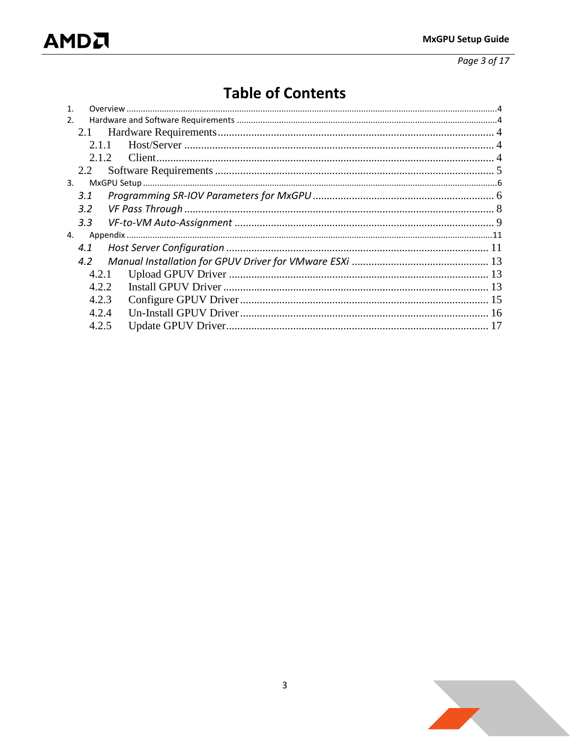# Table of Contents

1. Overview ........................................................................ 4
2. Hardware and Software Requirements ........................................................................ 4
   - 2.1 Hardware Requirements ........................................................................ 4
     - 2.1.1 Host/Server ........................................................................ 4
     - 2.1.2 Client ........................................................................ 4
   - 2.2 Software Requirements ........................................................................ 5
3. MxGPU Setup ........................................................................ 6
   - *3.1 Programming SR-IOV Parameters for MxGPU* ........................................................................ 6
   - *3.2 VF Pass Through* ........................................................................ 8
   - *3.3 VF-to-VM Auto-Assignment* ........................................................................ 9
4. Appendix ........................................................................ 11
   - *4.1 Host Server Configuration* ........................................................................ 11
   - *4.2 Manual Installation for GPUV Driver for VMware ESXi* ........................................................................ 13
     - 4.2.1 Upload GPUV Driver ........................................................................ 13
     - 4.2.2 Install GPUV Driver ........................................................................ 13
     - 4.2.3 Configure GPUV Driver ........................................................................ 15
     - 4.2.4 Un-Install GPUV Driver ........................................................................ 16
     - 4.2.5 Update GPUV Driver ........................................................................ 17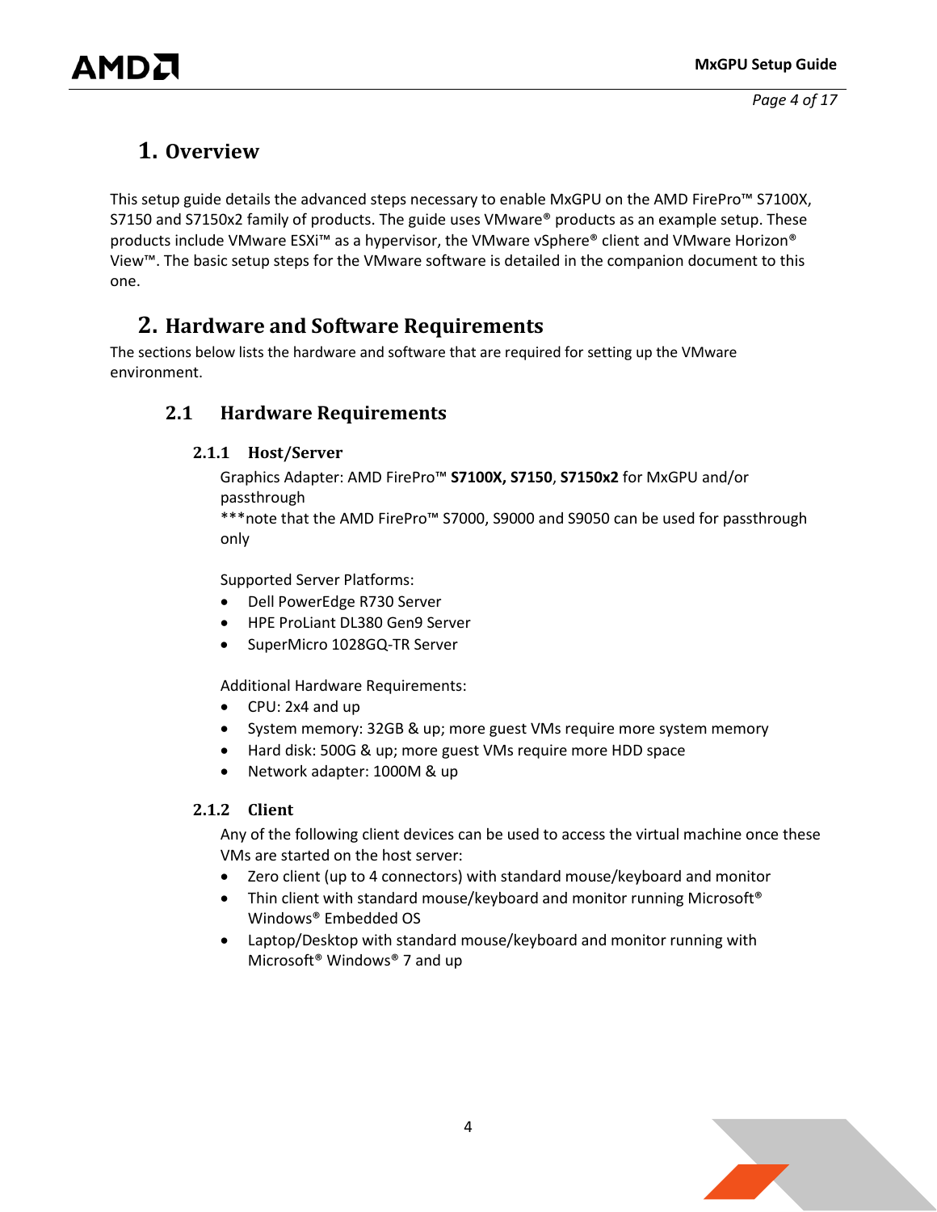# 1. Overview

This setup guide details the advanced steps necessary to enable MxGPU on the AMD FirePro™ S7100X, S7150 and S7150x2 family of products. The guide uses VMware® products as an example setup. These products include VMware ESXi™ as a hypervisor, the VMware vSphere® client and VMware Horizon® View™. The basic setup steps for the VMware software is detailed in the companion document to this one.

# 2. Hardware and Software Requirements

The sections below lists the hardware and software that are required for setting up the VMware environment.

## 2.1 Hardware Requirements

### 2.1.1 Host/Server

Graphics Adapter: AMD FirePro™ **S7100X, S7150**, **S7150x2** for MxGPU and/or passthrough

***note that the AMD FirePro™ S7000, S9000 and S9050 can be used for passthrough only

Supported Server Platforms:

- Dell PowerEdge R730 Server
- HPE ProLiant DL380 Gen9 Server
- SuperMicro 1028GQ-TR Server

Additional Hardware Requirements:

- CPU: 2x4 and up
- System memory: 32GB & up; more guest VMs require more system memory
- Hard disk: 500G & up; more guest VMs require more HDD space
- Network adapter: 1000M & up

### 2.1.2 Client

Any of the following client devices can be used to access the virtual machine once these VMs are started on the host server:

- Zero client (up to 4 connectors) with standard mouse/keyboard and monitor
- Thin client with standard mouse/keyboard and monitor running Microsoft® Windows® Embedded OS
- Laptop/Desktop with standard mouse/keyboard and monitor running with Microsoft® Windows® 7 and up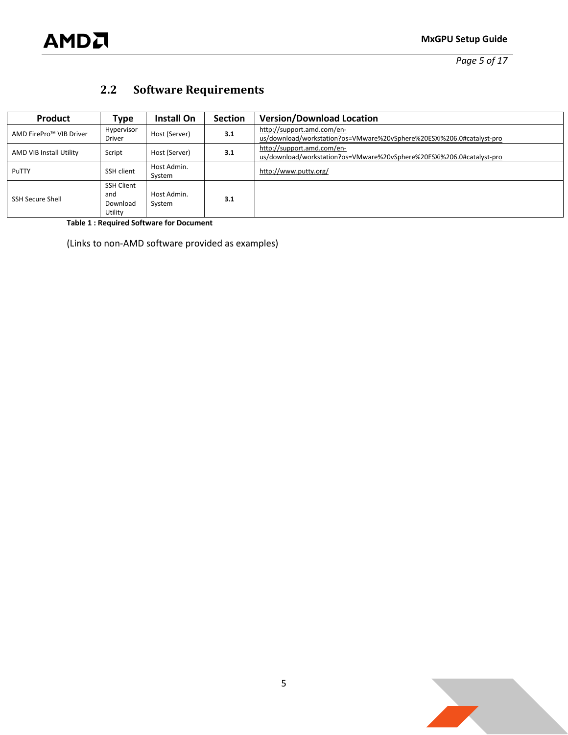## 2.2 Software Requirements

| Product | Type | Install On | Section | Version/Download Location |
|---|---|---|---|---|
| AMD FirePro™ VIB Driver | Hypervisor Driver | Host (Server) | **3.1** | http://support.amd.com/en-us/download/workstation?os=VMware%20vSphere%20ESXi%206.0#catalyst-pro |
| AMD VIB Install Utility | Script | Host (Server) | **3.1** | http://support.amd.com/en-us/download/workstation?os=VMware%20vSphere%20ESXi%206.0#catalyst-pro |
| PuTTY | SSH client | Host Admin. System | | http://www.putty.org/ |
| SSH Secure Shell | SSH Client and Download Utility | Host Admin. System | **3.1** | |

**Table 1 : Required Software for Document**

(Links to non-AMD software provided as examples)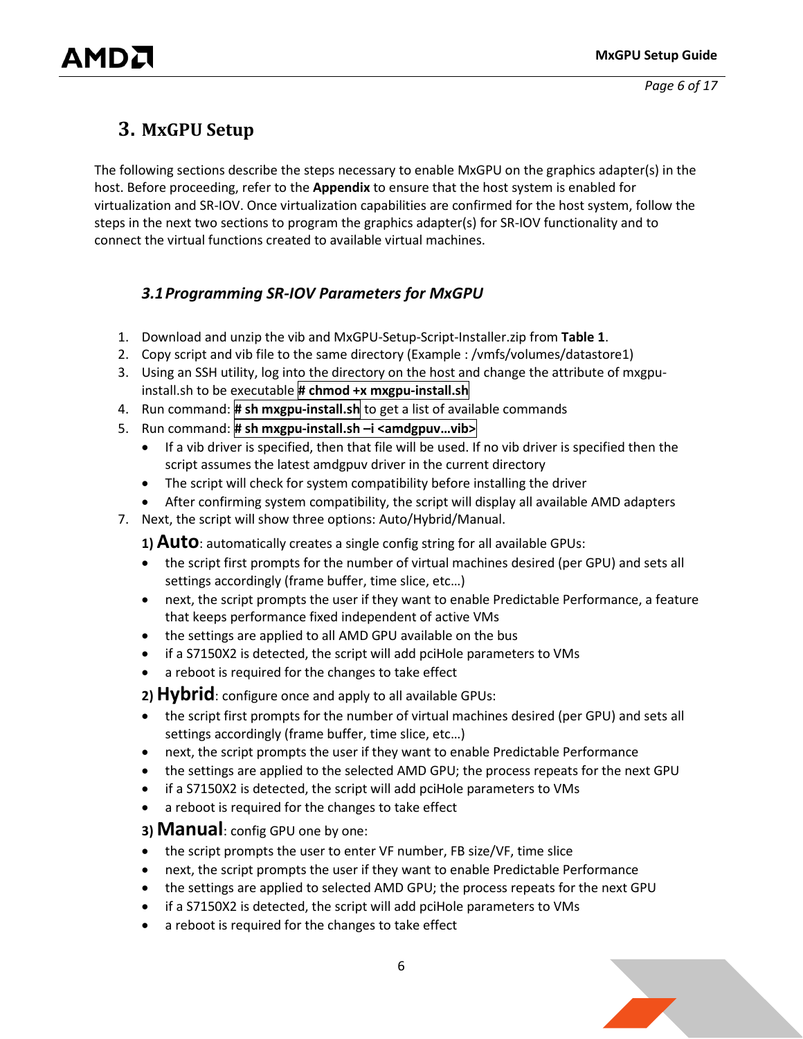## 3. MxGPU Setup

The following sections describe the steps necessary to enable MxGPU on the graphics adapter(s) in the host. Before proceeding, refer to the **Appendix** to ensure that the host system is enabled for virtualization and SR-IOV. Once virtualization capabilities are confirmed for the host system, follow the steps in the next two sections to program the graphics adapter(s) for SR-IOV functionality and to connect the virtual functions created to available virtual machines.

### *3.1 Programming SR-IOV Parameters for MxGPU*

1. Download and unzip the vib and MxGPU-Setup-Script-Installer.zip from **Table 1**.
2. Copy script and vib file to the same directory (Example : /vmfs/volumes/datastore1)
3. Using an SSH utility, log into the directory on the host and change the attribute of mxgpu-install.sh to be executable **# chmod +x mxgpu-install.sh**
4. Run command: **# sh mxgpu-install.sh** to get a list of available commands
5. Run command: **# sh mxgpu-install.sh –i <amdgpuv…vib>**
   - If a vib driver is specified, then that file will be used. If no vib driver is specified then the script assumes the latest amdgpuv driver in the current directory
   - The script will check for system compatibility before installing the driver
   - After confirming system compatibility, the script will display all available AMD adapters
7. Next, the script will show three options: Auto/Hybrid/Manual.

   **1) Auto**: automatically creates a single config string for all available GPUs:
   - the script first prompts for the number of virtual machines desired (per GPU) and sets all settings accordingly (frame buffer, time slice, etc…)
   - next, the script prompts the user if they want to enable Predictable Performance, a feature that keeps performance fixed independent of active VMs
   - the settings are applied to all AMD GPU available on the bus
   - if a S7150X2 is detected, the script will add pciHole parameters to VMs
   - a reboot is required for the changes to take effect

   **2) Hybrid**: configure once and apply to all available GPUs:
   - the script first prompts for the number of virtual machines desired (per GPU) and sets all settings accordingly (frame buffer, time slice, etc…)
   - next, the script prompts the user if they want to enable Predictable Performance
   - the settings are applied to the selected AMD GPU; the process repeats for the next GPU
   - if a S7150X2 is detected, the script will add pciHole parameters to VMs
   - a reboot is required for the changes to take effect

   **3) Manual**: config GPU one by one:
   - the script prompts the user to enter VF number, FB size/VF, time slice
   - next, the script prompts the user if they want to enable Predictable Performance
   - the settings are applied to selected AMD GPU; the process repeats for the next GPU
   - if a S7150X2 is detected, the script will add pciHole parameters to VMs
   - a reboot is required for the changes to take effect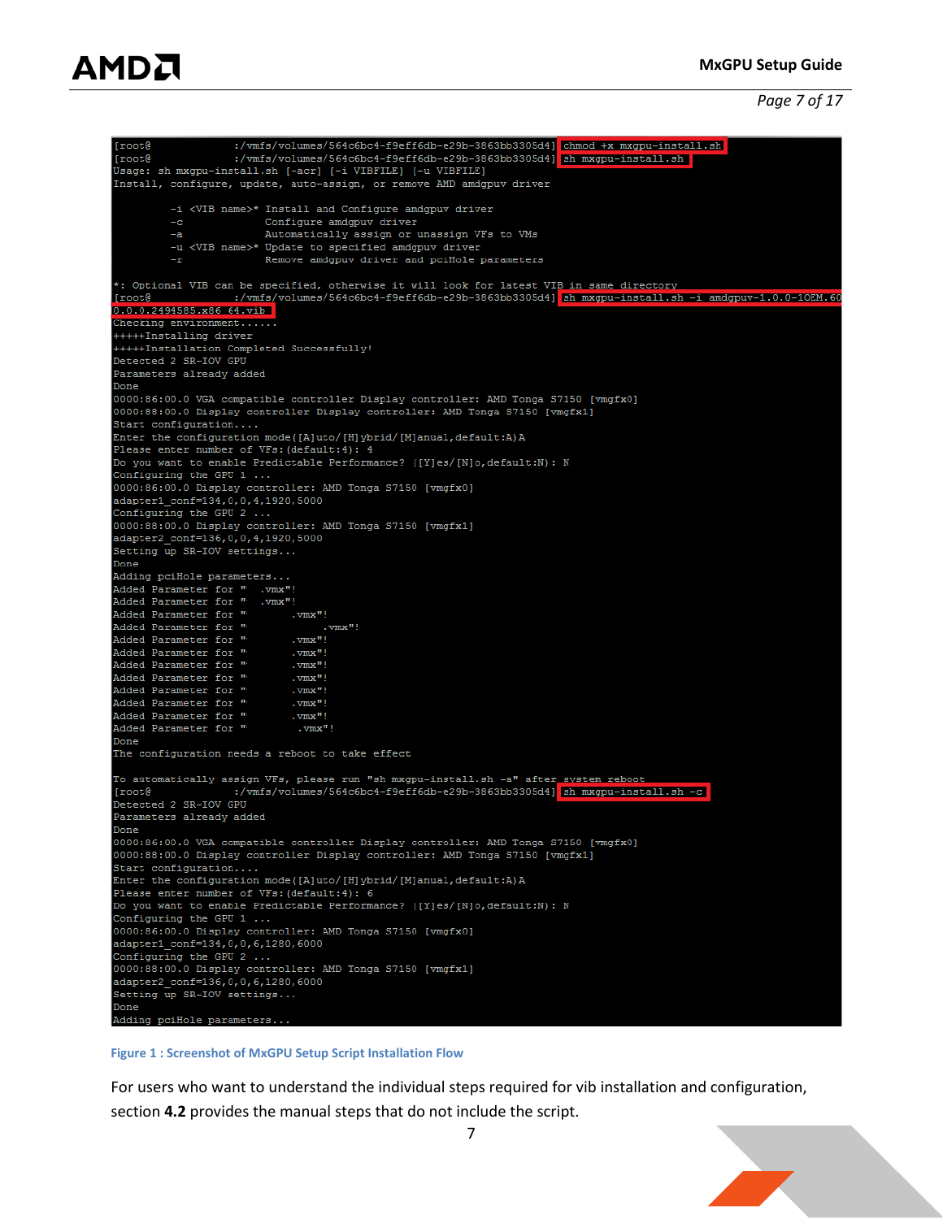```
[root@              :/vmfs/volumes/564c6bc4-f9eff6db-e29b-3863bb3305d4] chmod +x mxgpu-install.sh
[root@              :/vmfs/volumes/564c6bc4-f9eff6db-e29b-3863bb3305d4] sh mxgpu-install.sh
Usage: sh mxgpu-install.sh [-acr] [-i VIBFILE] [-u VIBFILE]
Install, configure, update, auto-assign, or remove AMD amdgpuv driver

        -i <VIB name>* Install and Configure amdgpuv driver
        -c             Configure amdgpuv driver
        -a             Automatically assign or unassign VFs to VMs
        -u <VIB name>* Update to specified amdgpuv driver
        -r             Remove amdgpuv driver and pciHole parameters

*: Optional VIB can be specified, otherwise it will look for latest VIB in same directory
[root@              :/vmfs/volumes/564c6bc4-f9eff6db-e29b-3863bb3305d4] sh mxgpu-install.sh -i amdgpuv-1.0.0-1OEM.60
0.0.0.2494585.x86_64.vib
Checking environment......
+++++Installing driver
+++++Installation Completed Successfully!
Detected 2 SR-IOV GPU
Parameters already added
Done
0000:86:00.0 VGA compatible controller Display controller: AMD Tonga S7150 [vmgfx0]
0000:88:00.0 Display controller Display controller: AMD Tonga S7150 [vmgfx1]
Start configuration....
Enter the configuration mode([A]uto/[H]ybrid/[M]anual,default:A)A
Please enter number of VFs:(default:4): 4
Do you want to enable Predictable Performance? ([Y]es/[N]o,default:N): N
Configuring the GPU 1 ...
0000:86:00.0 Display controller: AMD Tonga S7150 [vmgfx0]
adapter1_conf=134,0,0,4,1920,5000
Configuring the GPU 2 ...
0000:88:00.0 Display controller: AMD Tonga S7150 [vmgfx1]
adapter2_conf=136,0,0,4,1920,5000
Setting up SR-IOV settings...
Done
Adding pciHole parameters...
Added Parameter for "  .vmx"!
Added Parameter for "  .vmx"!
Added Parameter for "       .vmx"!
Added Parameter for "            .vmx"!
Added Parameter for "       .vmx"!
Added Parameter for "       .vmx"!
Added Parameter for "       .vmx"!
Added Parameter for "       .vmx"!
Added Parameter for "       .vmx"!
Added Parameter for "       .vmx"!
Added Parameter for "       .vmx"!
Added Parameter for "        .vmx"!
Done
The configuration needs a reboot to take effect

To automatically assign VFs, please run "sh mxgpu-install.sh -a" after system reboot
[root@              :/vmfs/volumes/564c6bc4-f9eff6db-e29b-3863bb3305d4] sh mxgpu-install.sh -c
Detected 2 SR-IOV GPU
Parameters already added
Done
0000:86:00.0 VGA compatible controller Display controller: AMD Tonga S7150 [vmgfx0]
0000:88:00.0 Display controller Display controller: AMD Tonga S7150 [vmgfx1]
Start configuration....
Enter the configuration mode([A]uto/[H]ybrid/[M]anual,default:A)A
Please enter number of VFs:(default:4): 6
Do you want to enable Predictable Performance? ([Y]es/[N]o,default:N): N
Configuring the GPU 1 ...
0000:86:00.0 Display controller: AMD Tonga S7150 [vmgfx0]
adapter1_conf=134,0,0,6,1280,6000
Configuring the GPU 2 ...
0000:88:00.0 Display controller: AMD Tonga S7150 [vmgfx1]
adapter2_conf=136,0,0,6,1280,6000
Setting up SR-IOV settings...
Done
Adding pciHole parameters...
```

Figure 1 : Screenshot of MxGPU Setup Script Installation Flow

For users who want to understand the individual steps required for vib installation and configuration, section **4.2** provides the manual steps that do not include the script.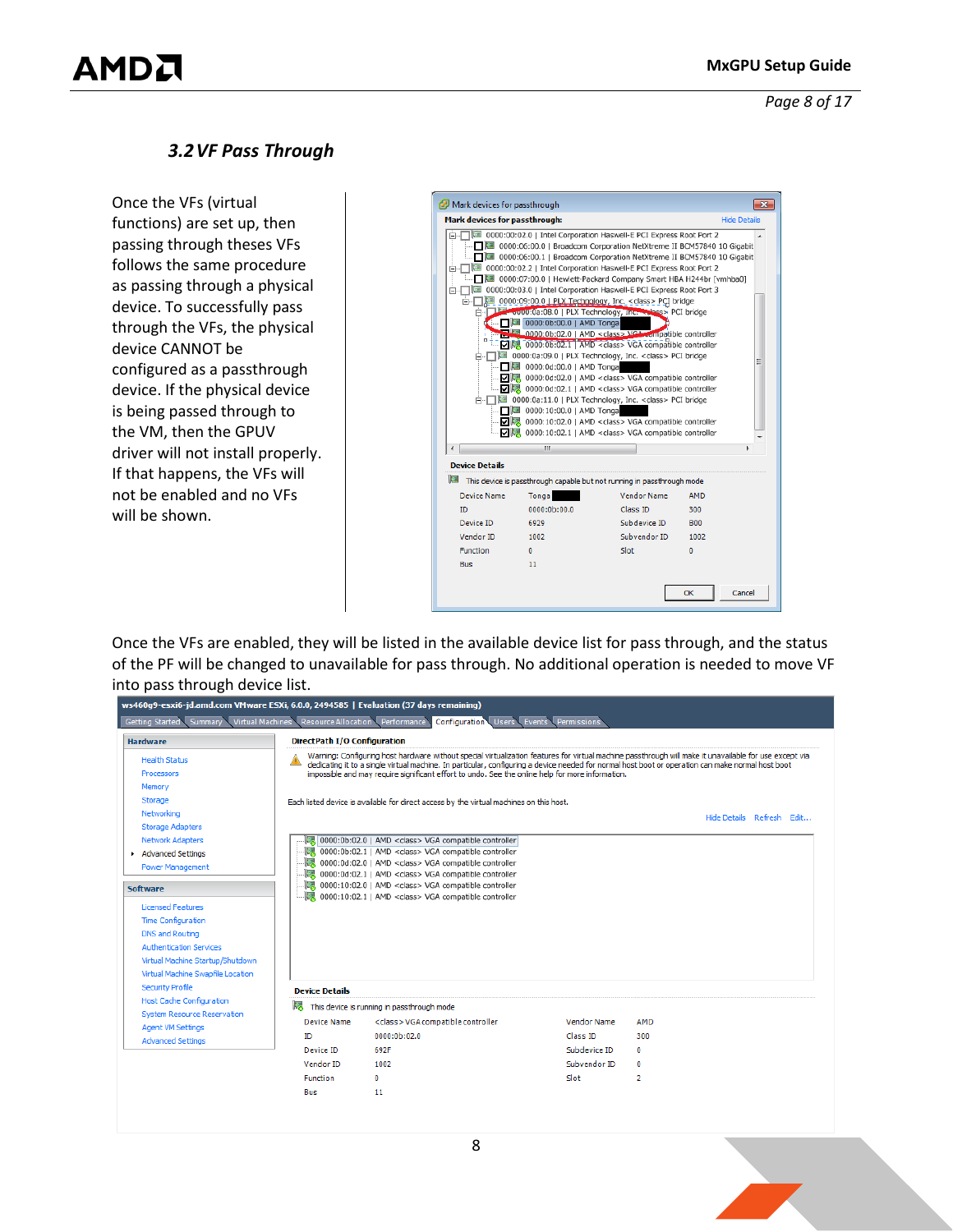### 3.2 VF Pass Through

Once the VFs (virtual functions) are set up, then passing through theses VFs follows the same procedure as passing through a physical device. To successfully pass through the VFs, the physical device CANNOT be configured as a passthrough device. If the physical device is being passed through to the VM, then the GPUV driver will not install properly. If that happens, the VFs will not be enabled and no VFs will be shown.

Once the VFs are enabled, they will be listed in the available device list for pass through, and the status of the PF will be changed to unavailable for pass through. No additional operation is needed to move VF into pass through device list.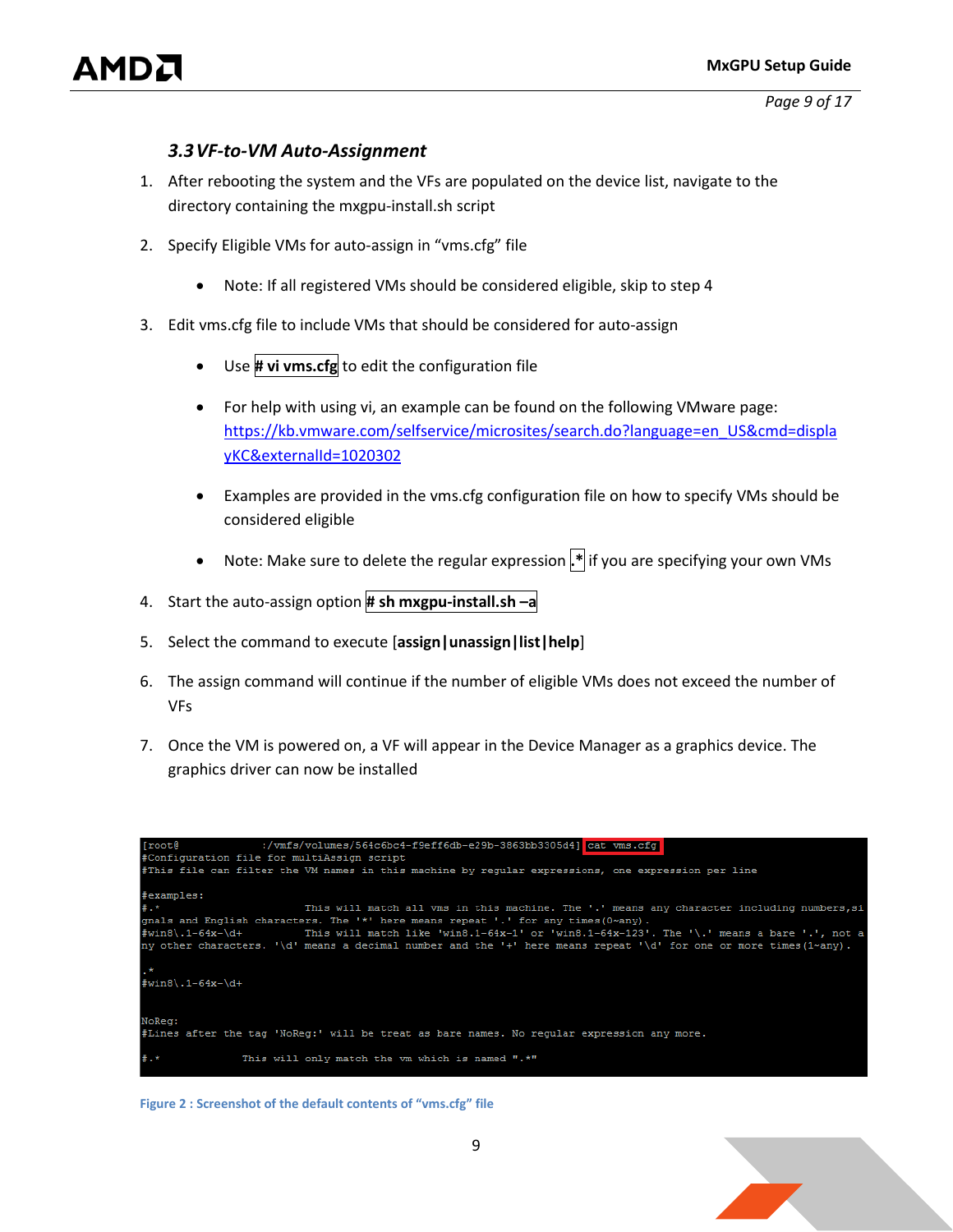### 3.3 VF-to-VM Auto-Assignment

1. After rebooting the system and the VFs are populated on the device list, navigate to the directory containing the mxgpu-install.sh script

2. Specify Eligible VMs for auto-assign in "vms.cfg" file

   - Note: If all registered VMs should be considered eligible, skip to step 4

3. Edit vms.cfg file to include VMs that should be considered for auto-assign

   - Use **# vi vms.cfg** to edit the configuration file

   - For help with using vi, an example can be found on the following VMware page: https://kb.vmware.com/selfservice/microsites/search.do?language=en_US&cmd=displayKC&externalId=1020302

   - Examples are provided in the vms.cfg configuration file on how to specify VMs should be considered eligible

   - Note: Make sure to delete the regular expression **.*** if you are specifying your own VMs

4. Start the auto-assign option **# sh mxgpu-install.sh –a**

5. Select the command to execute [**assign|unassign|list|help**]

6. The assign command will continue if the number of eligible VMs does not exceed the number of VFs

7. Once the VM is powered on, a VF will appear in the Device Manager as a graphics device. The graphics driver can now be installed

```
[root@            :/vmfs/volumes/564c6bc4-f9eff6db-e29b-3863bb3305d4] cat vms.cfg
#Configuration file for multiAssign script
#This file can filter the VM names in this machine by regular expressions, one expression per line

#examples:
#.*                         This will match all vms in this machine. The '.' means any character including numbers,si
gnals and English characters. The '*' here means repeat '.' for any times(0~any).
#win8\.1-64x-\d+            This will match like 'win8.1-64x-1' or 'win8.1-64x-123'. The '\.' means a bare '.', not a
ny other characters. '\d' means a decimal number and the '+' here means repeat '\d' for one or more times(1~any).

.*
#win8\.1-64x-\d+


NoReg:
#Lines after the tag 'NoReg:' will be treat as bare names. No regular expression any more.

#.*               This will only match the vm which is named ".*"
```

Figure 2 : Screenshot of the default contents of "vms.cfg" file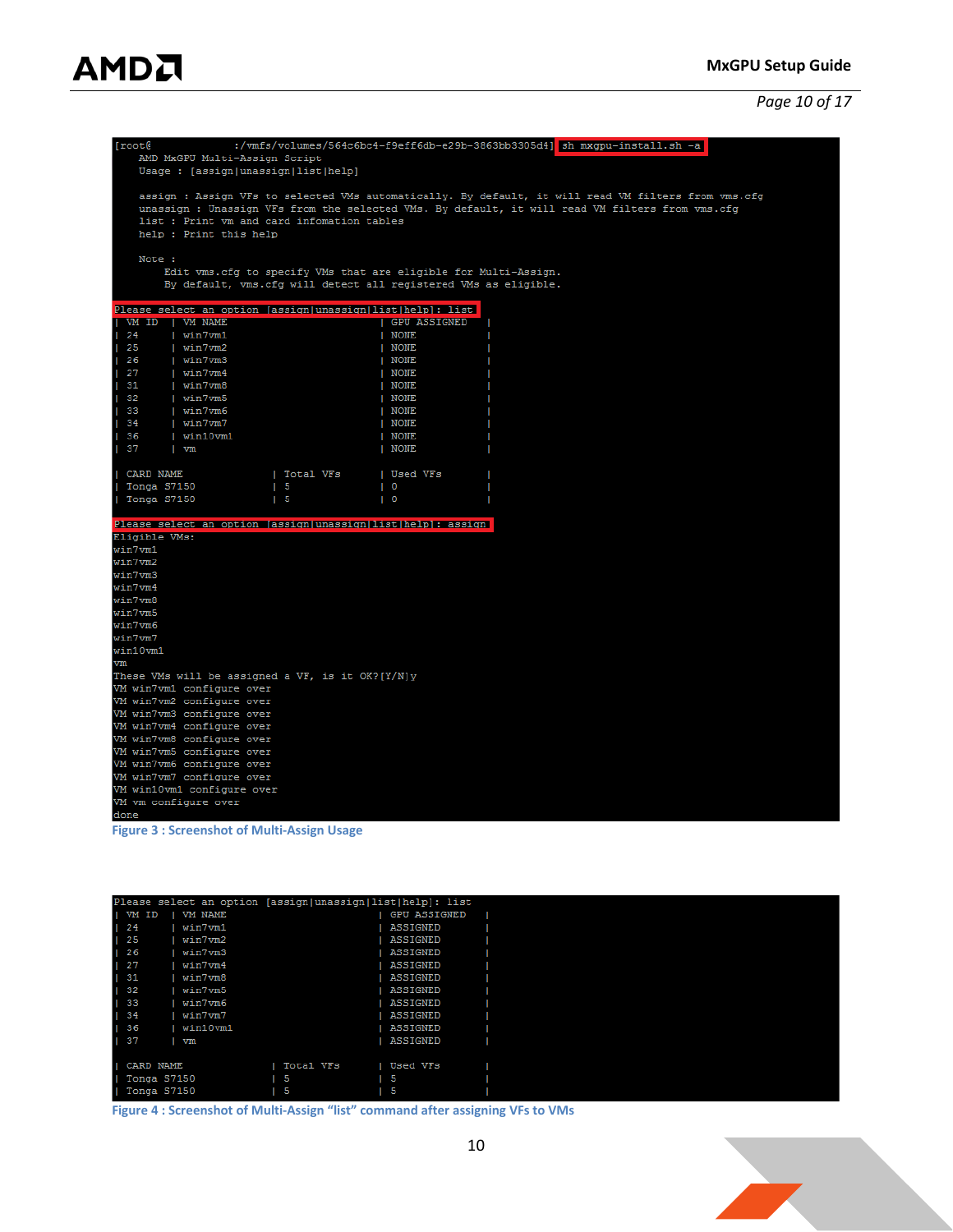```
[root@            :/vmfs/volumes/564c6bc4-f9eff6db-e29b-3863bb3305d4] sh mxgpu-install.sh -a
    AMD MxGPU Multi-Assign Script
    Usage : [assign|unassign|list|help]

    assign : Assign VFs to selected VMs automatically. By default, it will read VM filters from vms.cfg
    unassign : Unassign VFs from the selected VMs. By default, it will read VM filters from vms.cfg
    list : Print vm and card infomation tables
    help : Print this help

    Note :
        Edit vms.cfg to specify VMs that are eligible for Multi-Assign.
        By default, vms.cfg will detect all registered VMs as eligible.

Please select an option [assign|unassign|list|help]: list
| VM ID  | VM NAME                              | GPU ASSIGNED     |
| 24     | win7vm1                              | NONE             |
| 25     | win7vm2                              | NONE             |
| 26     | win7vm3                              | NONE             |
| 27     | win7vm4                              | NONE             |
| 31     | win7vm8                              | NONE             |
| 32     | win7vm5                              | NONE             |
| 33     | win7vm6                              | NONE             |
| 34     | win7vm7                              | NONE             |
| 36     | win10vm1                             | NONE             |
| 37     | vm                                   | NONE             |

| CARD NAME                  | Total VFs          | Used VFs         |
| Tonga S7150                | 5                  | 0                |
| Tonga S7150                | 5                  | 0                |

Please select an option [assign|unassign|list|help]: assign
Eligible VMs:
win7vm1
win7vm2
win7vm3
win7vm4
win7vm8
win7vm5
win7vm6
win7vm7
win10vm1
vm
These VMs will be assigned a VF, is it OK?[Y/N]y
VM win7vm1 configure over
VM win7vm2 configure over
VM win7vm3 configure over
VM win7vm4 configure over
VM win7vm8 configure over
VM win7vm5 configure over
VM win7vm6 configure over
VM win7vm7 configure over
VM win10vm1 configure over
VM vm configure over
done
```

Figure 3 : Screenshot of Multi-Assign Usage

```
Please select an option [assign|unassign|list|help]: list
| VM ID  | VM NAME                              | GPU ASSIGNED     |
| 24     | win7vm1                              | ASSIGNED         |
| 25     | win7vm2                              | ASSIGNED         |
| 26     | win7vm3                              | ASSIGNED         |
| 27     | win7vm4                              | ASSIGNED         |
| 31     | win7vm8                              | ASSIGNED         |
| 32     | win7vm5                              | ASSIGNED         |
| 33     | win7vm6                              | ASSIGNED         |
| 34     | win7vm7                              | ASSIGNED         |
| 36     | win10vm1                             | ASSIGNED         |
| 37     | vm                                   | ASSIGNED         |

| CARD NAME                  | Total VFs          | Used VFs         |
| Tonga S7150                | 5                  | 5                |
| Tonga S7150                | 5                  | 5                |
```

Figure 4 : Screenshot of Multi-Assign "list" command after assigning VFs to VMs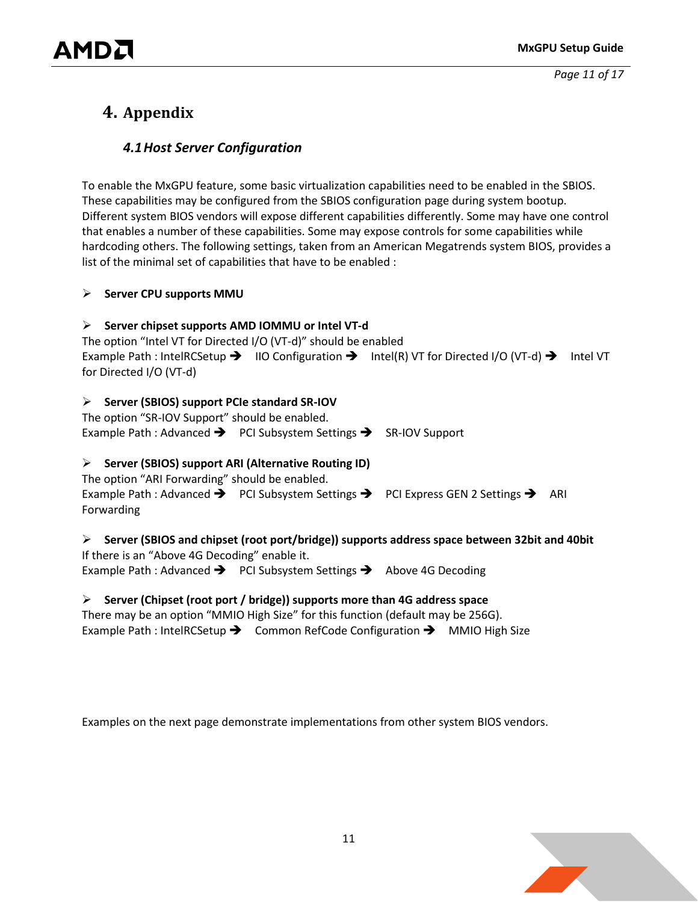# 4. Appendix

## *4.1 Host Server Configuration*

To enable the MxGPU feature, some basic virtualization capabilities need to be enabled in the SBIOS. These capabilities may be configured from the SBIOS configuration page during system bootup. Different system BIOS vendors will expose different capabilities differently. Some may have one control that enables a number of these capabilities. Some may expose controls for some capabilities while hardcoding others. The following settings, taken from an American Megatrends system BIOS, provides a list of the minimal set of capabilities that have to be enabled :

- **Server CPU supports MMU**

- **Server chipset supports AMD IOMMU or Intel VT-d**

The option “Intel VT for Directed I/O (VT-d)” should be enabled
Example Path : IntelRCSetup ➔ IIO Configuration ➔ Intel(R) VT for Directed I/O (VT-d) ➔ Intel VT for Directed I/O (VT-d)

- **Server (SBIOS) support PCIe standard SR-IOV**

The option “SR-IOV Support” should be enabled.
Example Path : Advanced ➔ PCI Subsystem Settings ➔ SR-IOV Support

- **Server (SBIOS) support ARI (Alternative Routing ID)**

The option “ARI Forwarding” should be enabled.
Example Path : Advanced ➔ PCI Subsystem Settings ➔ PCI Express GEN 2 Settings ➔ ARI Forwarding

- **Server (SBIOS and chipset (root port/bridge)) supports address space between 32bit and 40bit**

If there is an “Above 4G Decoding” enable it.
Example Path : Advanced ➔ PCI Subsystem Settings ➔ Above 4G Decoding

- **Server (Chipset (root port / bridge)) supports more than 4G address space**

There may be an option “MMIO High Size” for this function (default may be 256G).
Example Path : IntelRCSetup ➔ Common RefCode Configuration ➔ MMIO High Size

Examples on the next page demonstrate implementations from other system BIOS vendors.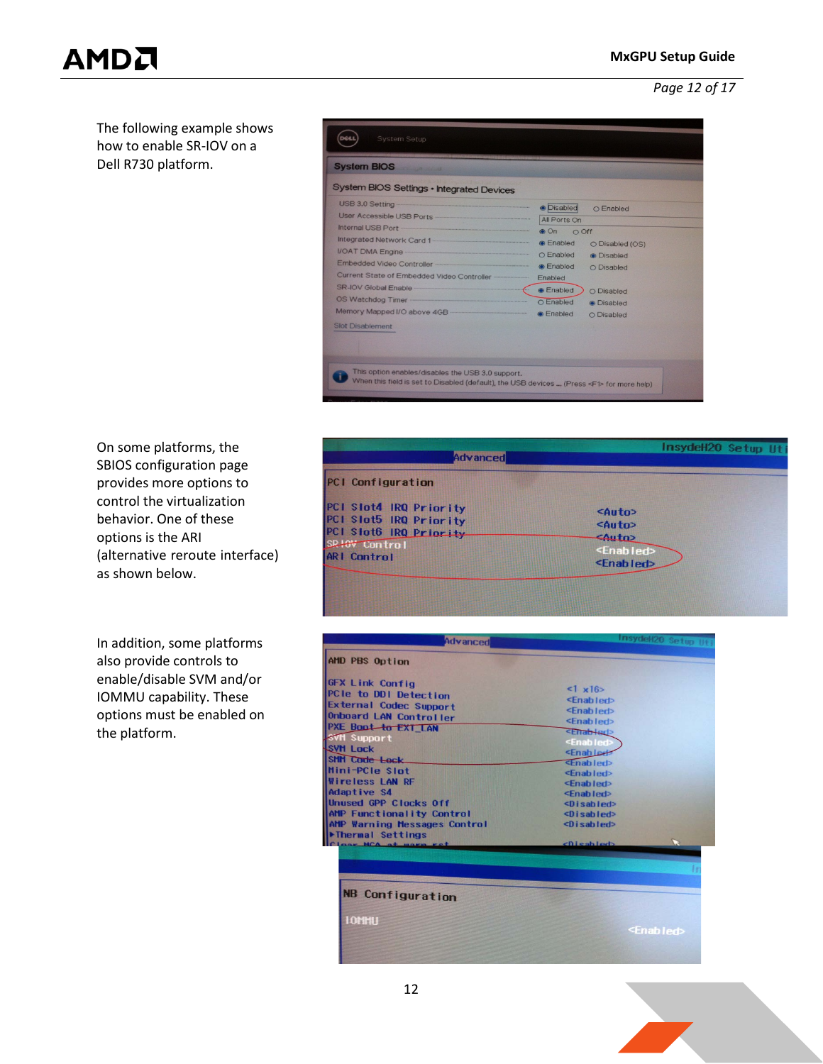The following example shows how to enable SR-IOV on a Dell R730 platform.

On some platforms, the SBIOS configuration page provides more options to control the virtualization behavior. One of these options is the ARI (alternative reroute interface) as shown below.

In addition, some platforms also provide controls to enable/disable SVM and/or IOMMU capability. These options must be enabled on the platform.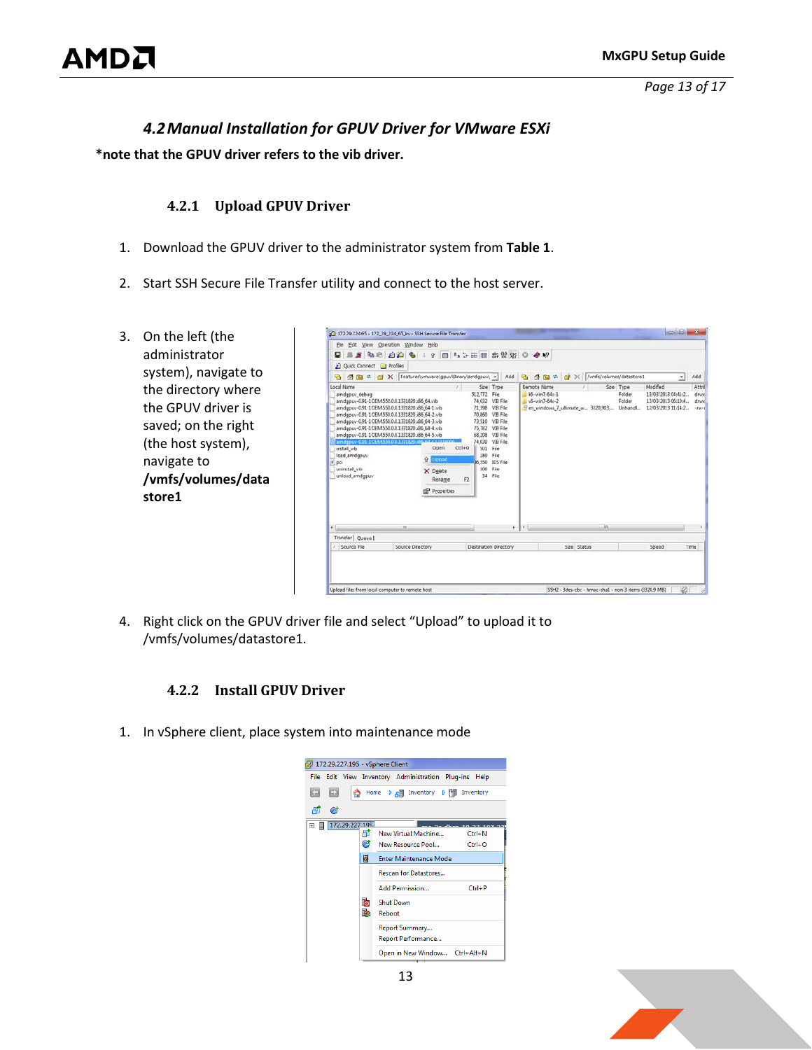## 4.2 Manual Installation for GPUV Driver for VMware ESXi

**\*note that the GPUV driver refers to the vib driver.**

### 4.2.1 Upload GPUV Driver

1. Download the GPUV driver to the administrator system from **Table 1**.

2. Start SSH Secure File Transfer utility and connect to the host server.

3. On the left (the administrator system), navigate to the directory where the GPUV driver is saved; on the right (the host system), navigate to **/vmfs/volumes/datastore1**

4. Right click on the GPUV driver file and select "Upload" to upload it to /vmfs/volumes/datastore1.

### 4.2.2 Install GPUV Driver

1. In vSphere client, place system into maintenance mode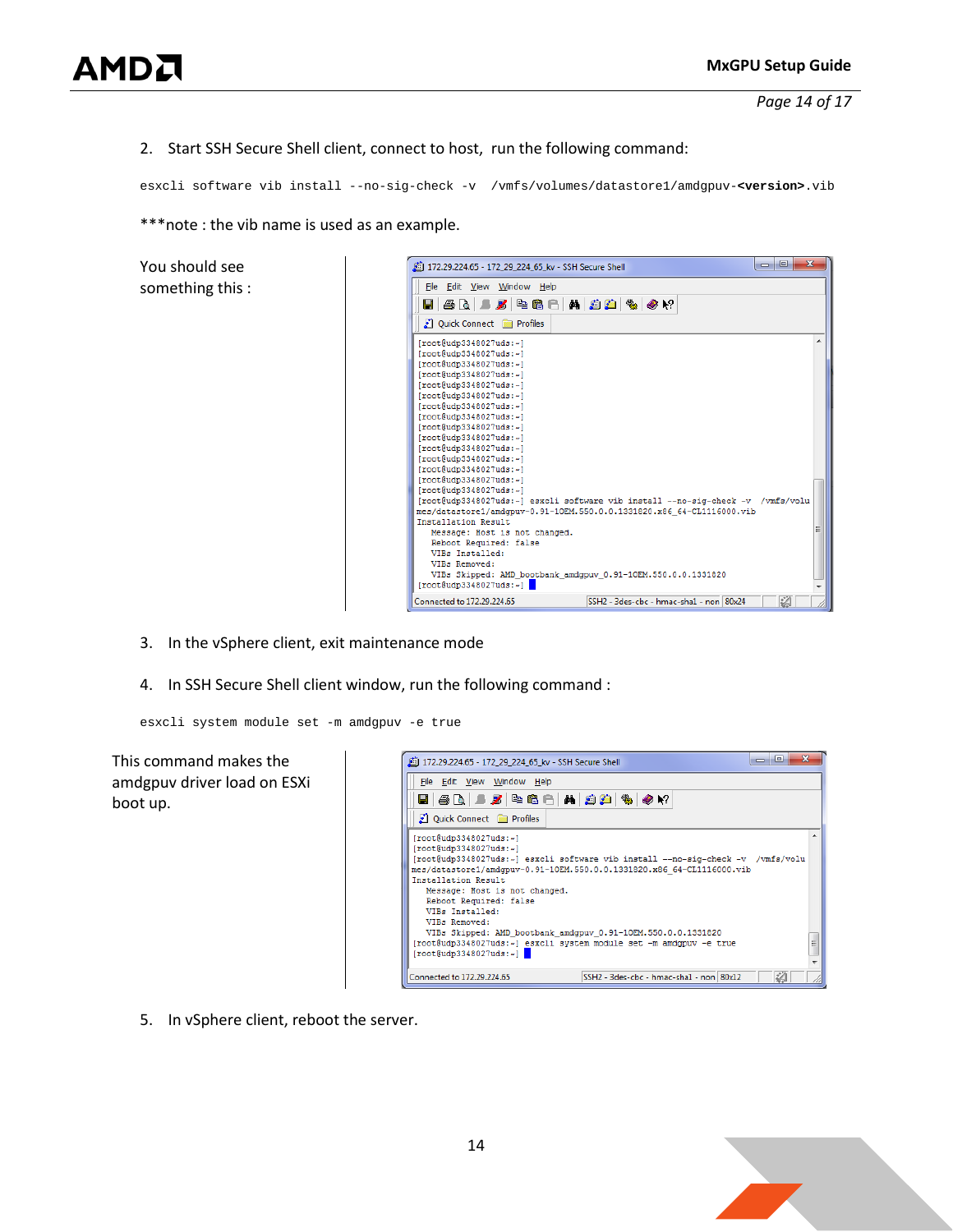2. Start SSH Secure Shell client, connect to host, run the following command:

```
esxcli software vib install --no-sig-check -v  /vmfs/volumes/datastore1/amdgpuv-<version>.vib
```

***note : the vib name is used as an example.

You should see something this :

```
[root@udp3348027uds:~]
[root@udp3348027uds:~]
[root@udp3348027uds:~]
[root@udp3348027uds:~]
[root@udp3348027uds:~]
[root@udp3348027uds:~]
[root@udp3348027uds:~]
[root@udp3348027uds:~]
[root@udp3348027uds:~]
[root@udp3348027uds:~]
[root@udp3348027uds:~]
[root@udp3348027uds:~]
[root@udp3348027uds:~]
[root@udp3348027uds:~]
[root@udp3348027uds:~]
[root@udp3348027uds:~] esxcli software vib install --no-sig-check -v  /vmfs/volumes/datastore1/amdgpuv-0.91-1OEM.550.0.0.1331820.x86_64-CL1116000.vib
Installation Result
   Message: Host is not changed.
   Reboot Required: false
   VIBs Installed:
   VIBs Removed:
   VIBs Skipped: AMD_bootbank_amdgpuv_0.91-1OEM.550.0.0.1331820
[root@udp3348027uds:~]
```

3. In the vSphere client, exit maintenance mode

4. In SSH Secure Shell client window, run the following command :

```
esxcli system module set -m amdgpuv -e true
```

This command makes the amdgpuv driver load on ESXi boot up.

```
[root@udp3348027uds:~]
[root@udp3348027uds:~]
[root@udp3348027uds:~] esxcli software vib install --no-sig-check -v  /vmfs/volumes/datastore1/amdgpuv-0.91-1OEM.550.0.0.1331820.x86_64-CL1116000.vib
Installation Result
   Message: Host is not changed.
   Reboot Required: false
   VIBs Installed:
   VIBs Removed:
   VIBs Skipped: AMD_bootbank_amdgpuv_0.91-1OEM.550.0.0.1331820
[root@udp3348027uds:~] esxcli system module set -m amdgpuv -e true
[root@udp3348027uds:~]
```

5. In vSphere client, reboot the server.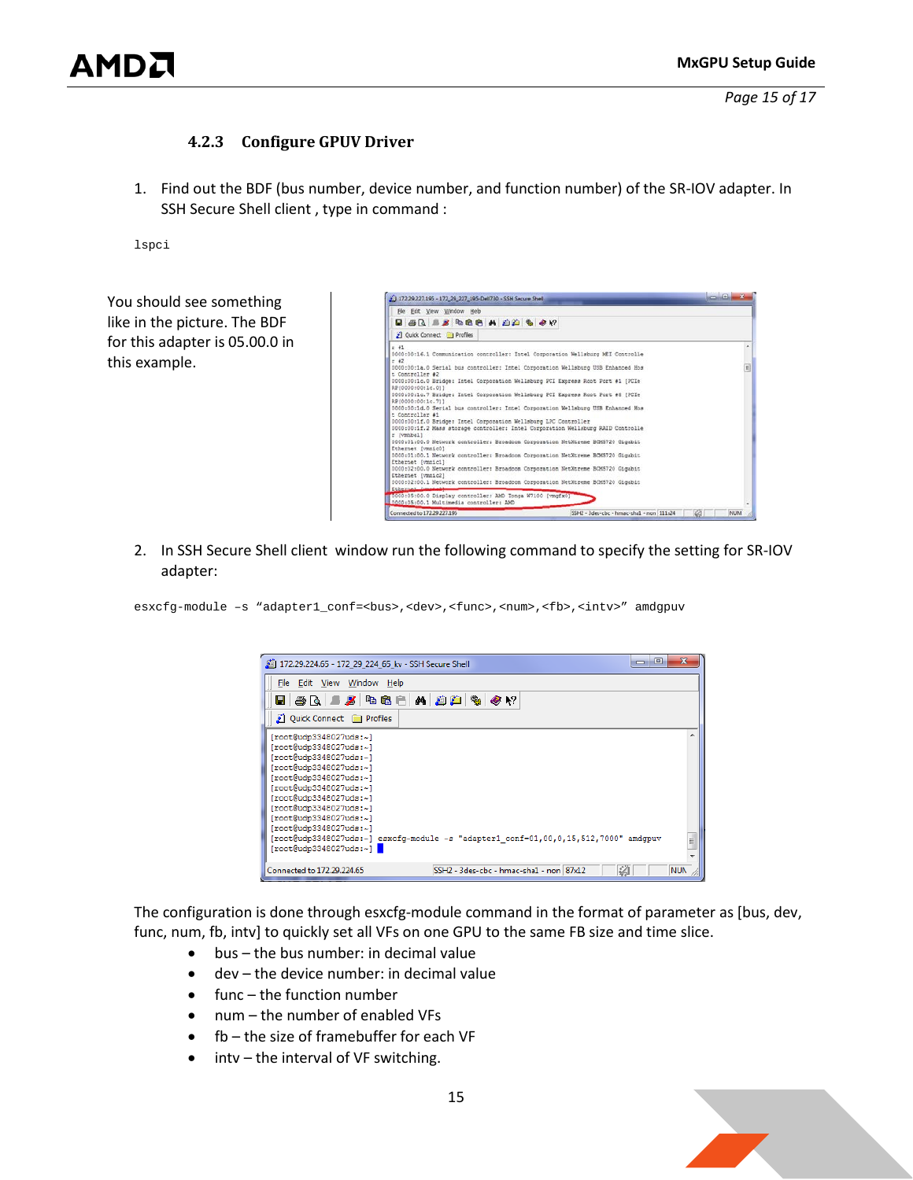### 4.2.3 Configure GPUV Driver

1. Find out the BDF (bus number, device number, and function number) of the SR-IOV adapter. In SSH Secure Shell client , type in command :

```
lspci
```

You should see something like in the picture. The BDF for this adapter is 05.00.0 in this example.

2. In SSH Secure Shell client window run the following command to specify the setting for SR-IOV adapter:

```
esxcfg-module –s “adapter1_conf=<bus>,<dev>,<func>,<num>,<fb>,<intv>” amdgpuv
```

The configuration is done through esxcfg-module command in the format of parameter as [bus, dev, func, num, fb, intv] to quickly set all VFs on one GPU to the same FB size and time slice.

- bus – the bus number: in decimal value
- dev – the device number: in decimal value
- func – the function number
- num – the number of enabled VFs
- fb – the size of framebuffer for each VF
- intv – the interval of VF switching.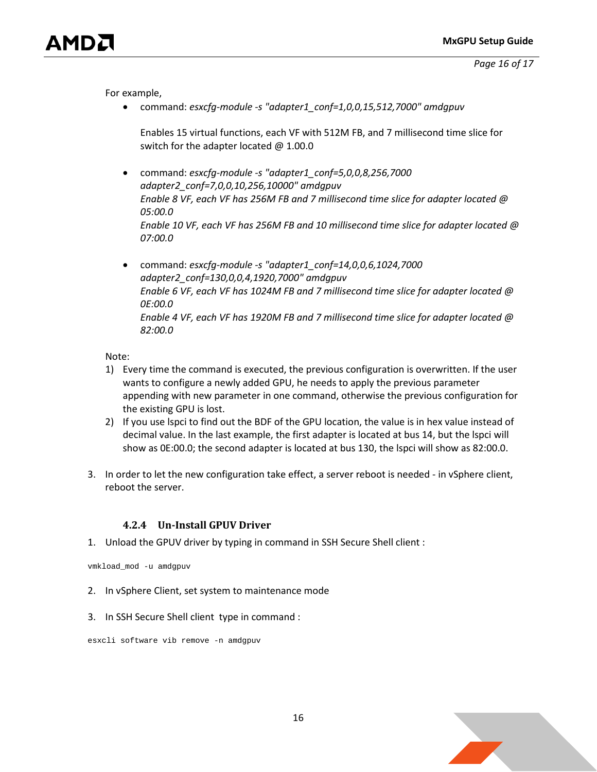For example,

- command: *esxcfg-module -s "adapter1_conf=1,0,0,15,512,7000" amdgpuv*

  Enables 15 virtual functions, each VF with 512M FB, and 7 millisecond time slice for switch for the adapter located @ 1.00.0

- command: *esxcfg-module -s "adapter1_conf=5,0,0,8,256,7000 adapter2_conf=7,0,0,10,256,10000" amdgpuv*
  *Enable 8 VF, each VF has 256M FB and 7 millisecond time slice for adapter located @ 05:00.0*
  *Enable 10 VF, each VF has 256M FB and 10 millisecond time slice for adapter located @ 07:00.0*

- command: *esxcfg-module -s "adapter1_conf=14,0,0,6,1024,7000 adapter2_conf=130,0,0,4,1920,7000" amdgpuv*
  *Enable 6 VF, each VF has 1024M FB and 7 millisecond time slice for adapter located @ 0E:00.0*
  *Enable 4 VF, each VF has 1920M FB and 7 millisecond time slice for adapter located @ 82:00.0*

Note:

1) Every time the command is executed, the previous configuration is overwritten. If the user wants to configure a newly added GPU, he needs to apply the previous parameter appending with new parameter in one command, otherwise the previous configuration for the existing GPU is lost.
2) If you use lspci to find out the BDF of the GPU location, the value is in hex value instead of decimal value. In the last example, the first adapter is located at bus 14, but the lspci will show as 0E:00.0; the second adapter is located at bus 130, the lspci will show as 82:00.0.

3. In order to let the new configuration take effect, a server reboot is needed - in vSphere client, reboot the server.

#### 4.2.4 Un-Install GPUV Driver

1. Unload the GPUV driver by typing in command in SSH Secure Shell client :

```
vmkload_mod -u amdgpuv
```

2. In vSphere Client, set system to maintenance mode

3. In SSH Secure Shell client type in command :

```
esxcli software vib remove -n amdgpuv
```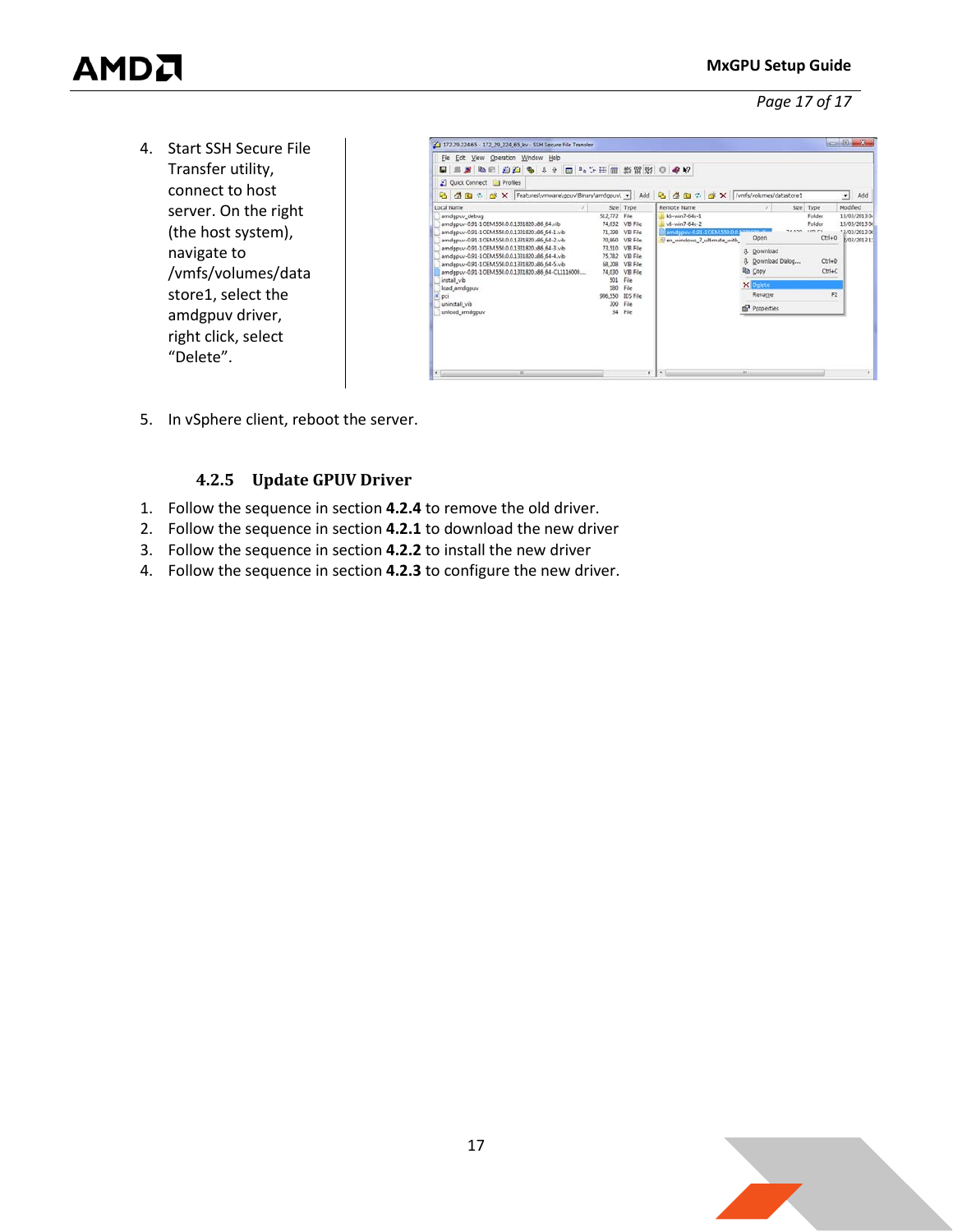4. Start SSH Secure File Transfer utility, connect to host server. On the right (the host system), navigate to /vmfs/volumes/datastore1, select the amdgpuv driver, right click, select "Delete".

5. In vSphere client, reboot the server.

### 4.2.5 Update GPUV Driver

1. Follow the sequence in section **4.2.4** to remove the old driver.
2. Follow the sequence in section **4.2.1** to download the new driver
3. Follow the sequence in section **4.2.2** to install the new driver
4. Follow the sequence in section **4.2.3** to configure the new driver.